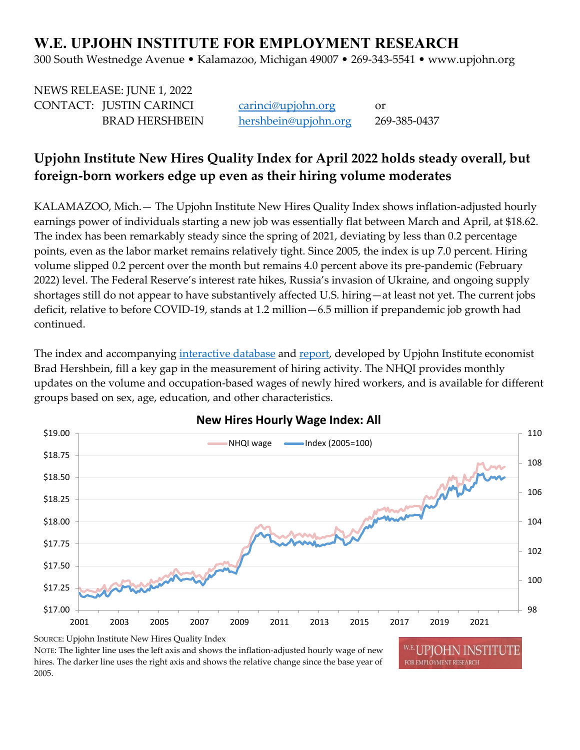# W.E. UPJOHN INSTITUTE FOR EMPLOYMENT RESEARCH

300 South Westnedge Avenue • Kalamazoo, Michigan 49007 • 269-343-5541 • www.upjohn.org

NEWS RELEASE: JUNE 1, 2022

CONTACT: JUSTIN CARINCI carinci@upjohn.org or
BRAD HERSHBEIN hershbein@upjohn.org 269-385-0437

## Upjohn Institute New Hires Quality Index for April 2022 holds steady overall, but foreign-born workers edge up even as their hiring volume moderates

KALAMAZOO, Mich.— The Upjohn Institute New Hires Quality Index shows inflation-adjusted hourly earnings power of individuals starting a new job was essentially flat between March and April, at $18.62. The index has been remarkably steady since the spring of 2021, deviating by less than 0.2 percentage points, even as the labor market remains relatively tight. Since 2005, the index is up 7.0 percent. Hiring volume slipped 0.2 percent over the month but remains 4.0 percent above its pre-pandemic (February 2022) level. The Federal Reserve's interest rate hikes, Russia's invasion of Ukraine, and ongoing supply shortages still do not appear to have substantively affected U.S. hiring—at least not yet. The current jobs deficit, relative to before COVID-19, stands at 1.2 million—6.5 million if prepandemic job growth had continued.

The index and accompanying [interactive database](#) and [report](#), developed by Upjohn Institute economist Brad Hershbein, fill a key gap in the measurement of hiring activity. The NHQI provides monthly updates on the volume and occupation-based wages of newly hired workers, and is available for different groups based on sex, age, education, and other characteristics.

**New Hires Hourly Wage Index: All**

SOURCE: Upjohn Institute New Hires Quality Index

NOTE: The lighter line uses the left axis and shows the inflation-adjusted hourly wage of new hires. The darker line uses the right axis and shows the relative change since the base year of 2005.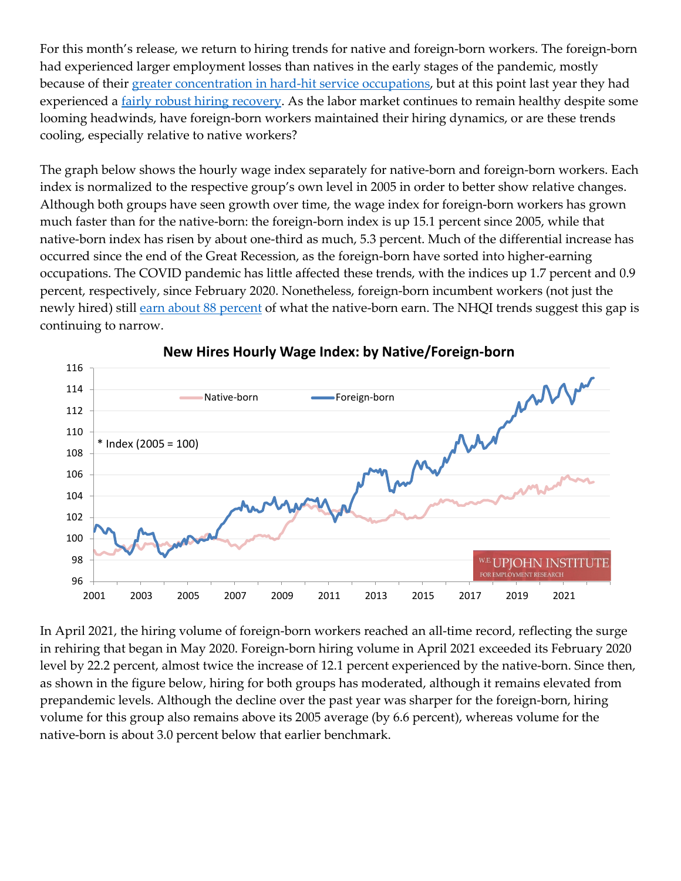For this month's release, we return to hiring trends for native and foreign-born workers. The foreign-born had experienced larger employment losses than natives in the early stages of the pandemic, mostly because of their greater concentration in hard-hit service occupations, but at this point last year they had experienced a fairly robust hiring recovery. As the labor market continues to remain healthy despite some looming headwinds, have foreign-born workers maintained their hiring dynamics, or are these trends cooling, especially relative to native workers?

The graph below shows the hourly wage index separately for native-born and foreign-born workers. Each index is normalized to the respective group's own level in 2005 in order to better show relative changes. Although both groups have seen growth over time, the wage index for foreign-born workers has grown much faster than for the native-born: the foreign-born index is up 15.1 percent since 2005, while that native-born index has risen by about one-third as much, 5.3 percent. Much of the differential increase has occurred since the end of the Great Recession, as the foreign-born have sorted into higher-earning occupations. The COVID pandemic has little affected these trends, with the indices up 1.7 percent and 0.9 percent, respectively, since February 2020. Nonetheless, foreign-born incumbent workers (not just the newly hired) still earn about 88 percent of what the native-born earn. The NHQI trends suggest this gap is continuing to narrow.

**New Hires Hourly Wage Index: by Native/Foreign-born**

In April 2021, the hiring volume of foreign-born workers reached an all-time record, reflecting the surge in rehiring that began in May 2020. Foreign-born hiring volume in April 2021 exceeded its February 2020 level by 22.2 percent, almost twice the increase of 12.1 percent experienced by the native-born. Since then, as shown in the figure below, hiring for both groups has moderated, although it remains elevated from prepandemic levels. Although the decline over the past year was sharper for the foreign-born, hiring volume for this group also remains above its 2005 average (by 6.6 percent), whereas volume for the native-born is about 3.0 percent below that earlier benchmark.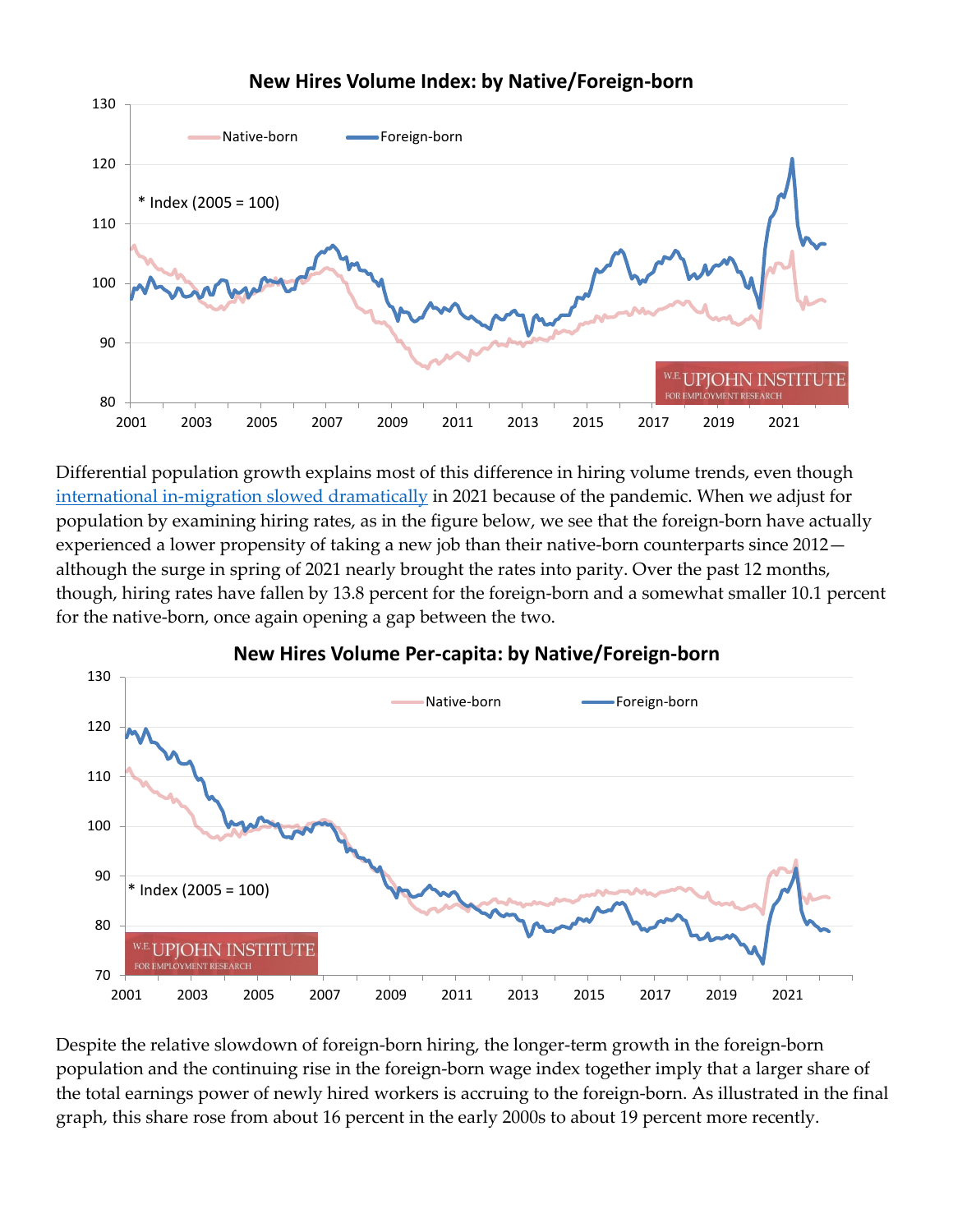**New Hires Volume Index: by Native/Foreign-born**

Differential population growth explains most of this difference in hiring volume trends, even though [international in-migration slowed dramatically] in 2021 because of the pandemic. When we adjust for population by examining hiring rates, as in the figure below, we see that the foreign-born have actually experienced a lower propensity of taking a new job than their native-born counterparts since 2012—although the surge in spring of 2021 nearly brought the rates into parity. Over the past 12 months, though, hiring rates have fallen by 13.8 percent for the foreign-born and a somewhat smaller 10.1 percent for the native-born, once again opening a gap between the two.

**New Hires Volume Per-capita: by Native/Foreign-born**

Despite the relative slowdown of foreign-born hiring, the longer-term growth in the foreign-born population and the continuing rise in the foreign-born wage index together imply that a larger share of the total earnings power of newly hired workers is accruing to the foreign-born. As illustrated in the final graph, this share rose from about 16 percent in the early 2000s to about 19 percent more recently.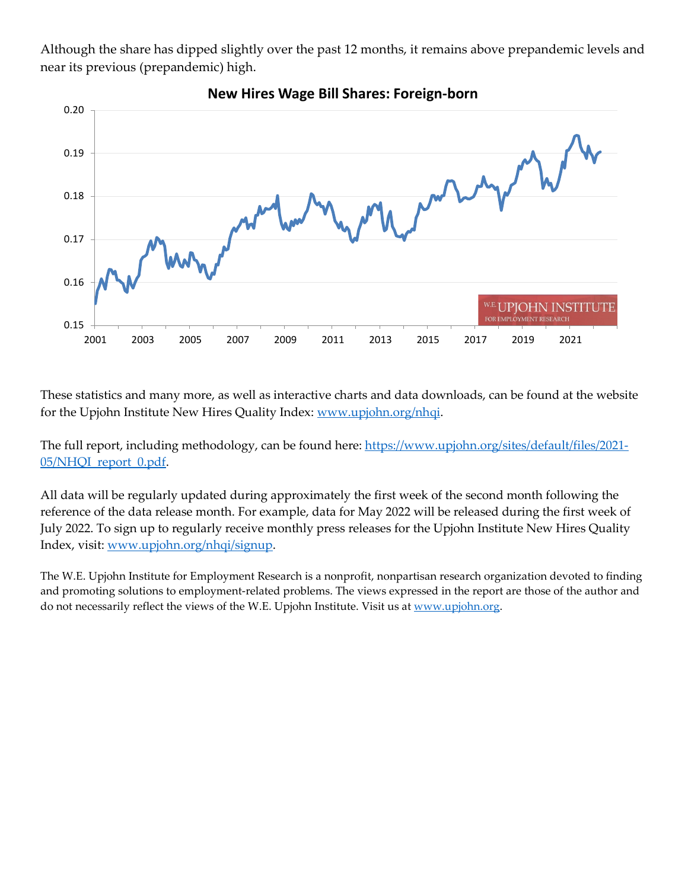Although the share has dipped slightly over the past 12 months, it remains above prepandemic levels and near its previous (prepandemic) high.

**New Hires Wage Bill Shares: Foreign-born**

These statistics and many more, as well as interactive charts and data downloads, can be found at the website for the Upjohn Institute New Hires Quality Index: [www.upjohn.org/nhqi](www.upjohn.org/nhqi).

The full report, including methodology, can be found here: [https://www.upjohn.org/sites/default/files/2021-05/NHQI_report_0.pdf](https://www.upjohn.org/sites/default/files/2021-05/NHQI_report_0.pdf).

All data will be regularly updated during approximately the first week of the second month following the reference of the data release month. For example, data for May 2022 will be released during the first week of July 2022. To sign up to regularly receive monthly press releases for the Upjohn Institute New Hires Quality Index, visit: [www.upjohn.org/nhqi/signup](www.upjohn.org/nhqi/signup).

The W.E. Upjohn Institute for Employment Research is a nonprofit, nonpartisan research organization devoted to finding and promoting solutions to employment-related problems. The views expressed in the report are those of the author and do not necessarily reflect the views of the W.E. Upjohn Institute. Visit us at [www.upjohn.org](www.upjohn.org).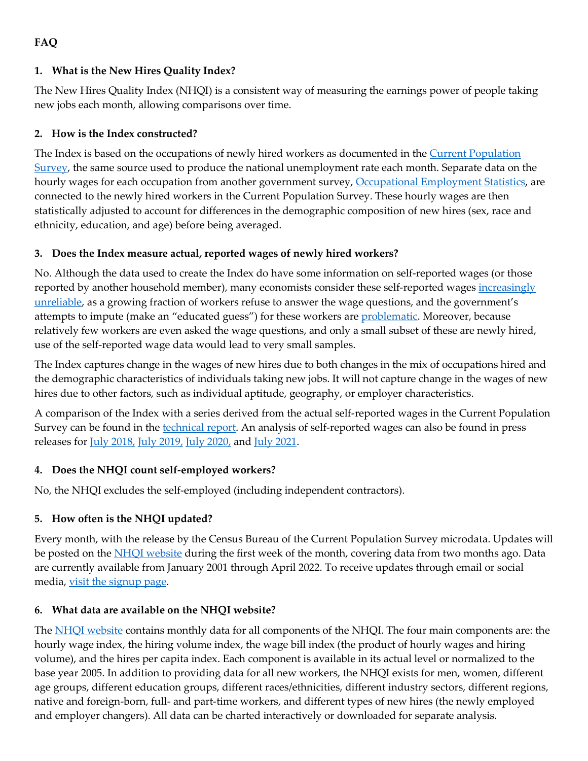**FAQ**

**1. What is the New Hires Quality Index?**

The New Hires Quality Index (NHQI) is a consistent way of measuring the earnings power of people taking new jobs each month, allowing comparisons over time.

**2. How is the Index constructed?**

The Index is based on the occupations of newly hired workers as documented in the [Current Population Survey](), the same source used to produce the national unemployment rate each month. Separate data on the hourly wages for each occupation from another government survey, [Occupational Employment Statistics](), are connected to the newly hired workers in the Current Population Survey. These hourly wages are then statistically adjusted to account for differences in the demographic composition of new hires (sex, race and ethnicity, education, and age) before being averaged.

**3. Does the Index measure actual, reported wages of newly hired workers?**

No. Although the data used to create the Index do have some information on self-reported wages (or those reported by another household member), many economists consider these self-reported wages [increasingly unreliable](), as a growing fraction of workers refuse to answer the wage questions, and the government's attempts to impute (make an "educated guess") for these workers are [problematic](). Moreover, because relatively few workers are even asked the wage questions, and only a small subset of these are newly hired, use of the self-reported wage data would lead to very small samples.

The Index captures change in the wages of new hires due to both changes in the mix of occupations hired and the demographic characteristics of individuals taking new jobs. It will not capture change in the wages of new hires due to other factors, such as individual aptitude, geography, or employer characteristics.

A comparison of the Index with a series derived from the actual self-reported wages in the Current Population Survey can be found in the [technical report](). An analysis of self-reported wages can also be found in press releases for [July 2018,]() [July 2019,]() [July 2020,]() and [July 2021]().

**4. Does the NHQI count self-employed workers?**

No, the NHQI excludes the self-employed (including independent contractors).

**5. How often is the NHQI updated?**

Every month, with the release by the Census Bureau of the Current Population Survey microdata. Updates will be posted on the [NHQI website]() during the first week of the month, covering data from two months ago. Data are currently available from January 2001 through April 2022. To receive updates through email or social media, [visit the signup page]().

**6. What data are available on the NHQI website?**

The [NHQI website]() contains monthly data for all components of the NHQI. The four main components are: the hourly wage index, the hiring volume index, the wage bill index (the product of hourly wages and hiring volume), and the hires per capita index. Each component is available in its actual level or normalized to the base year 2005. In addition to providing data for all new workers, the NHQI exists for men, women, different age groups, different education groups, different races/ethnicities, different industry sectors, different regions, native and foreign-born, full- and part-time workers, and different types of new hires (the newly employed and employer changers). All data can be charted interactively or downloaded for separate analysis.